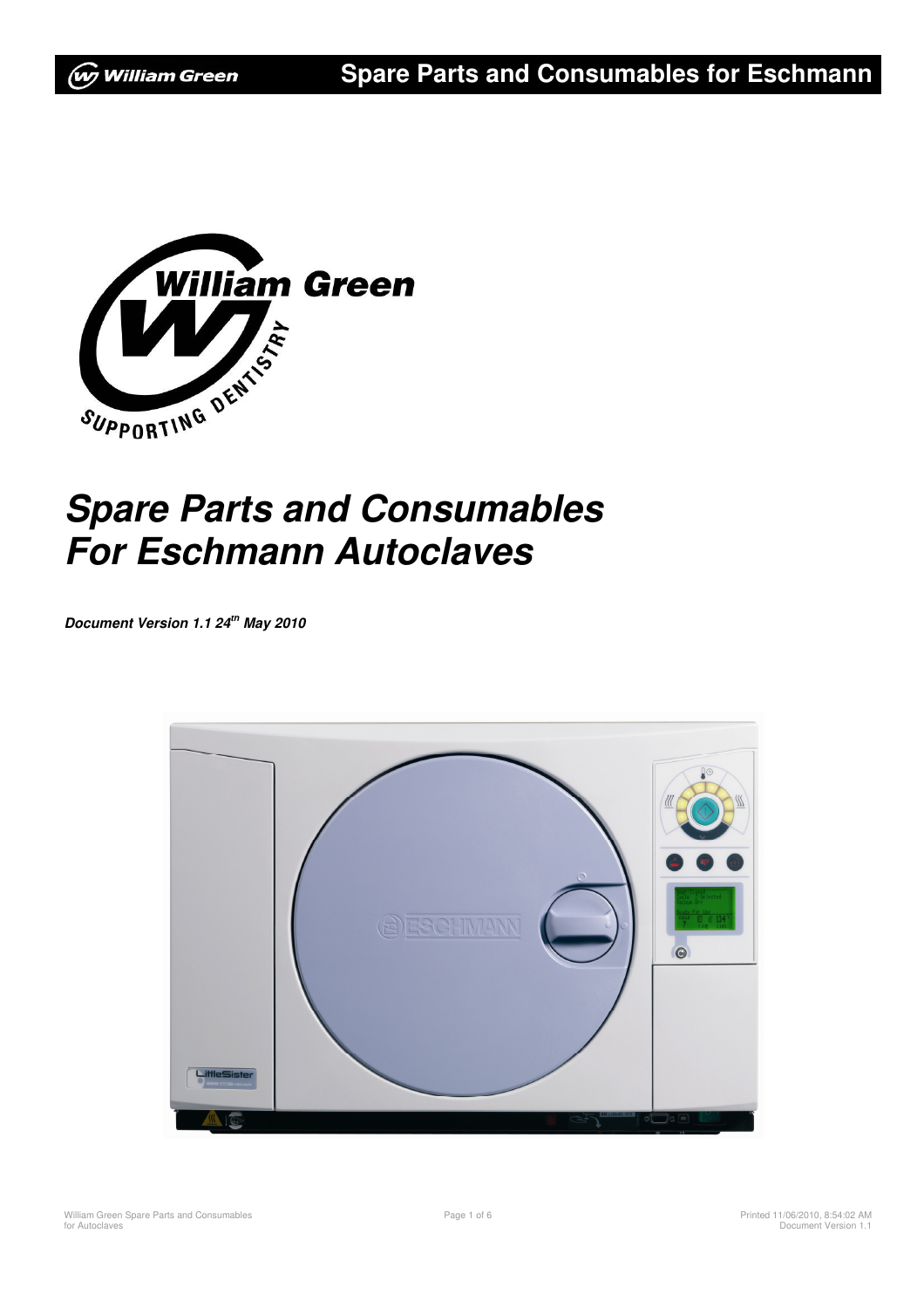# *Spare Parts and Consumables For Eschmann Autoclaves*

***Document Version 1.1 24th May 2010***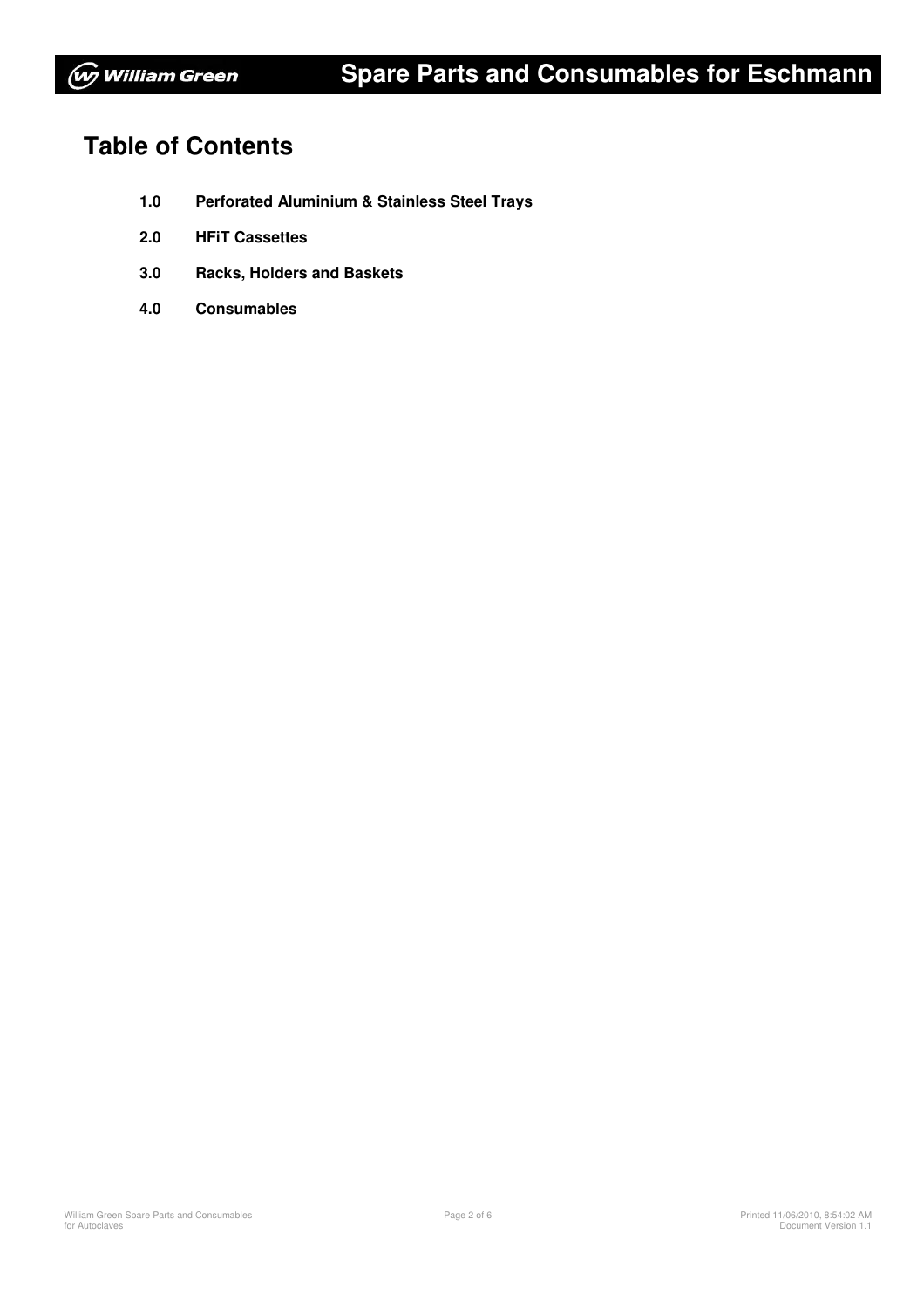# Table of Contents

**1.0 Perforated Aluminium & Stainless Steel Trays**

**2.0 HFiT Cassettes**

**3.0 Racks, Holders and Baskets**

**4.0 Consumables**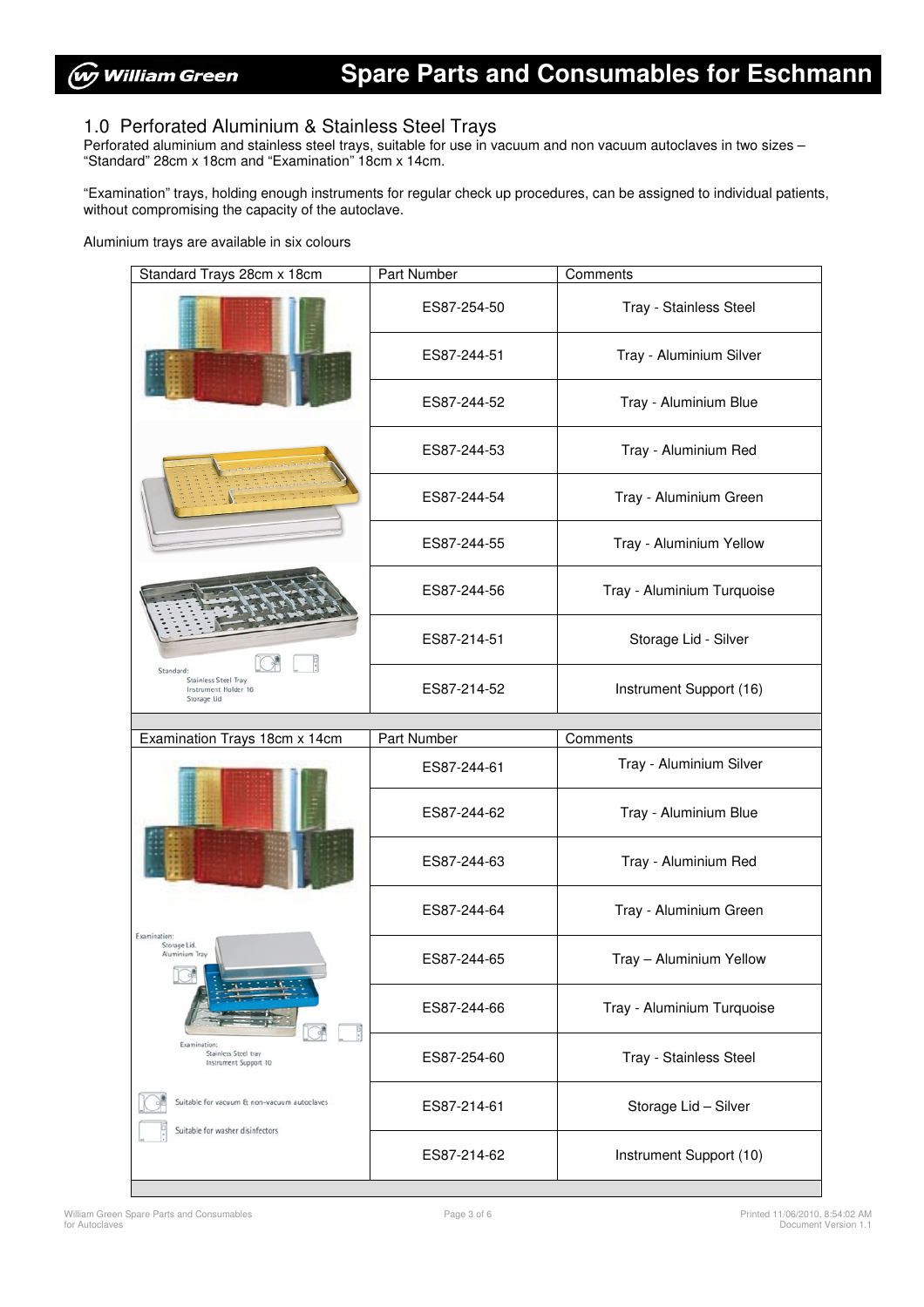## 1.0 Perforated Aluminium & Stainless Steel Trays

Perforated aluminium and stainless steel trays, suitable for use in vacuum and non vacuum autoclaves in two sizes – "Standard" 28cm x 18cm and "Examination" 18cm x 14cm.

"Examination" trays, holding enough instruments for regular check up procedures, can be assigned to individual patients, without compromising the capacity of the autoclave.

Aluminium trays are available in six colours

| Standard Trays 28cm x 18cm | Part Number | Comments |
|---|---|---|
| | ES87-254-50 | Tray - Stainless Steel |
| | ES87-244-51 | Tray - Aluminium Silver |
| | ES87-244-52 | Tray - Aluminium Blue |
| | ES87-244-53 | Tray - Aluminium Red |
| | ES87-244-54 | Tray - Aluminium Green |
| | ES87-244-55 | Tray - Aluminium Yellow |
| | ES87-244-56 | Tray - Aluminium Turquoise |
| | ES87-214-51 | Storage Lid - Silver |
| Standard: Stainless Steel Tray, Instrument Holder 16, Storage Lid | ES87-214-52 | Instrument Support (16) |

| Examination Trays 18cm x 14cm | Part Number | Comments |
|---|---|---|
| | ES87-244-61 | Tray - Aluminium Silver |
| | ES87-244-62 | Tray - Aluminium Blue |
| | ES87-244-63 | Tray - Aluminium Red |
| | ES87-244-64 | Tray - Aluminium Green |
| Examination: Storage Lid, Aluminium Tray | ES87-244-65 | Tray – Aluminium Yellow |
| | ES87-244-66 | Tray - Aluminium Turquoise |
| Examination: Stainless Steel tray, Instrument Support 10 | ES87-254-60 | Tray - Stainless Steel |
| Suitable for vacuum & non-vacuum autoclaves | ES87-214-61 | Storage Lid – Silver |
| Suitable for washer disinfectors | ES87-214-62 | Instrument Support (10) |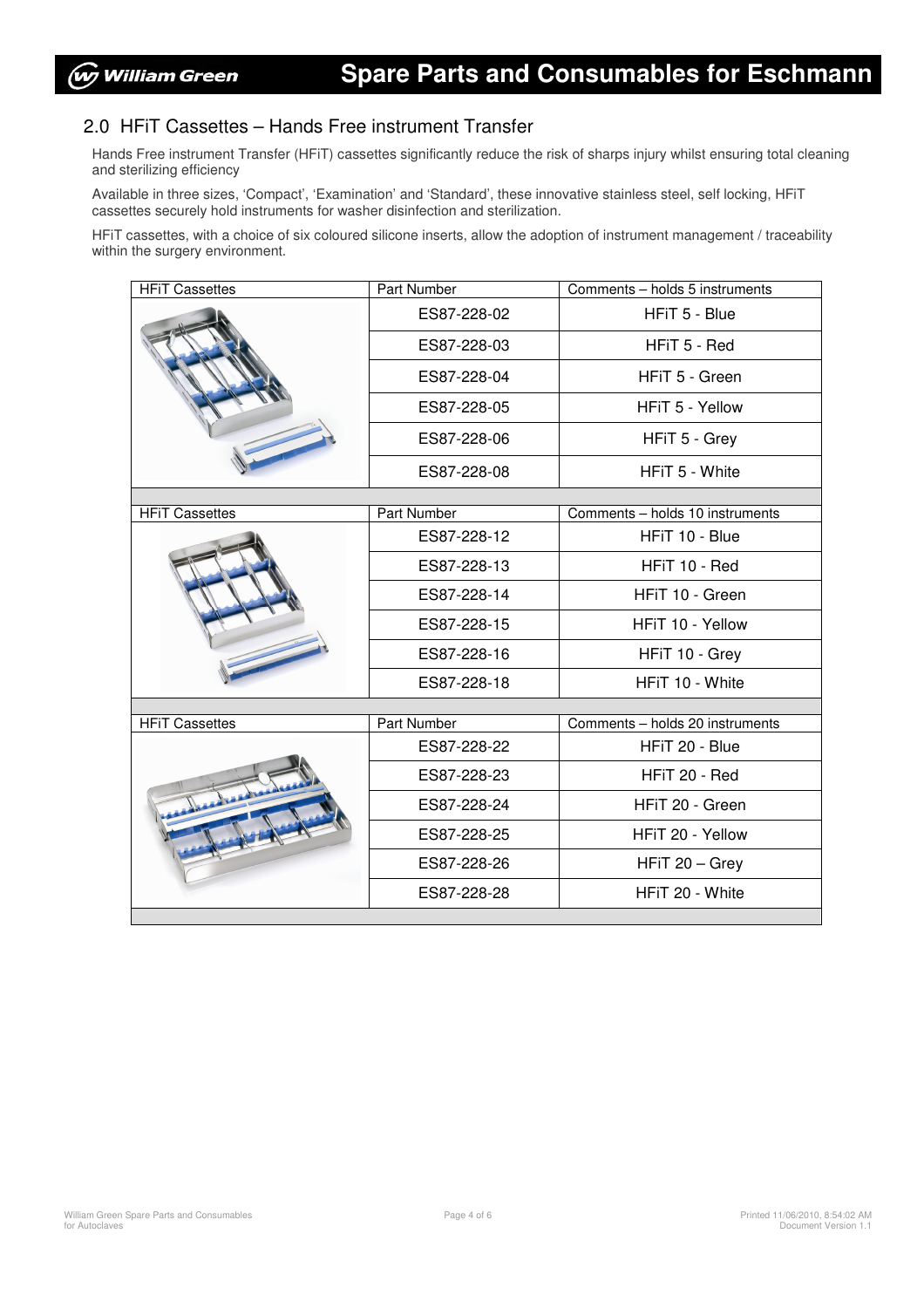## 2.0 HFiT Cassettes – Hands Free instrument Transfer

Hands Free instrument Transfer (HFiT) cassettes significantly reduce the risk of sharps injury whilst ensuring total cleaning and sterilizing efficiency

Available in three sizes, 'Compact', 'Examination' and 'Standard', these innovative stainless steel, self locking, HFiT cassettes securely hold instruments for washer disinfection and sterilization.

HFiT cassettes, with a choice of six coloured silicone inserts, allow the adoption of instrument management / traceability within the surgery environment.

| HFiT Cassettes | Part Number | Comments – holds 5 instruments |
|---|---|---|
| | ES87-228-02 | HFiT 5 - Blue |
| | ES87-228-03 | HFiT 5 - Red |
| | ES87-228-04 | HFiT 5 - Green |
| | ES87-228-05 | HFiT 5 - Yellow |
| | ES87-228-06 | HFiT 5 - Grey |
| | ES87-228-08 | HFiT 5 - White |

| HFiT Cassettes | Part Number | Comments – holds 10 instruments |
|---|---|---|
| | ES87-228-12 | HFiT 10 - Blue |
| | ES87-228-13 | HFiT 10 - Red |
| | ES87-228-14 | HFiT 10 - Green |
| | ES87-228-15 | HFiT 10 - Yellow |
| | ES87-228-16 | HFiT 10 - Grey |
| | ES87-228-18 | HFiT 10 - White |

| HFiT Cassettes | Part Number | Comments – holds 20 instruments |
|---|---|---|
| | ES87-228-22 | HFiT 20 - Blue |
| | ES87-228-23 | HFiT 20 - Red |
| | ES87-228-24 | HFiT 20 - Green |
| | ES87-228-25 | HFiT 20 - Yellow |
| | ES87-228-26 | HFiT 20 – Grey |
| | ES87-228-28 | HFiT 20 - White |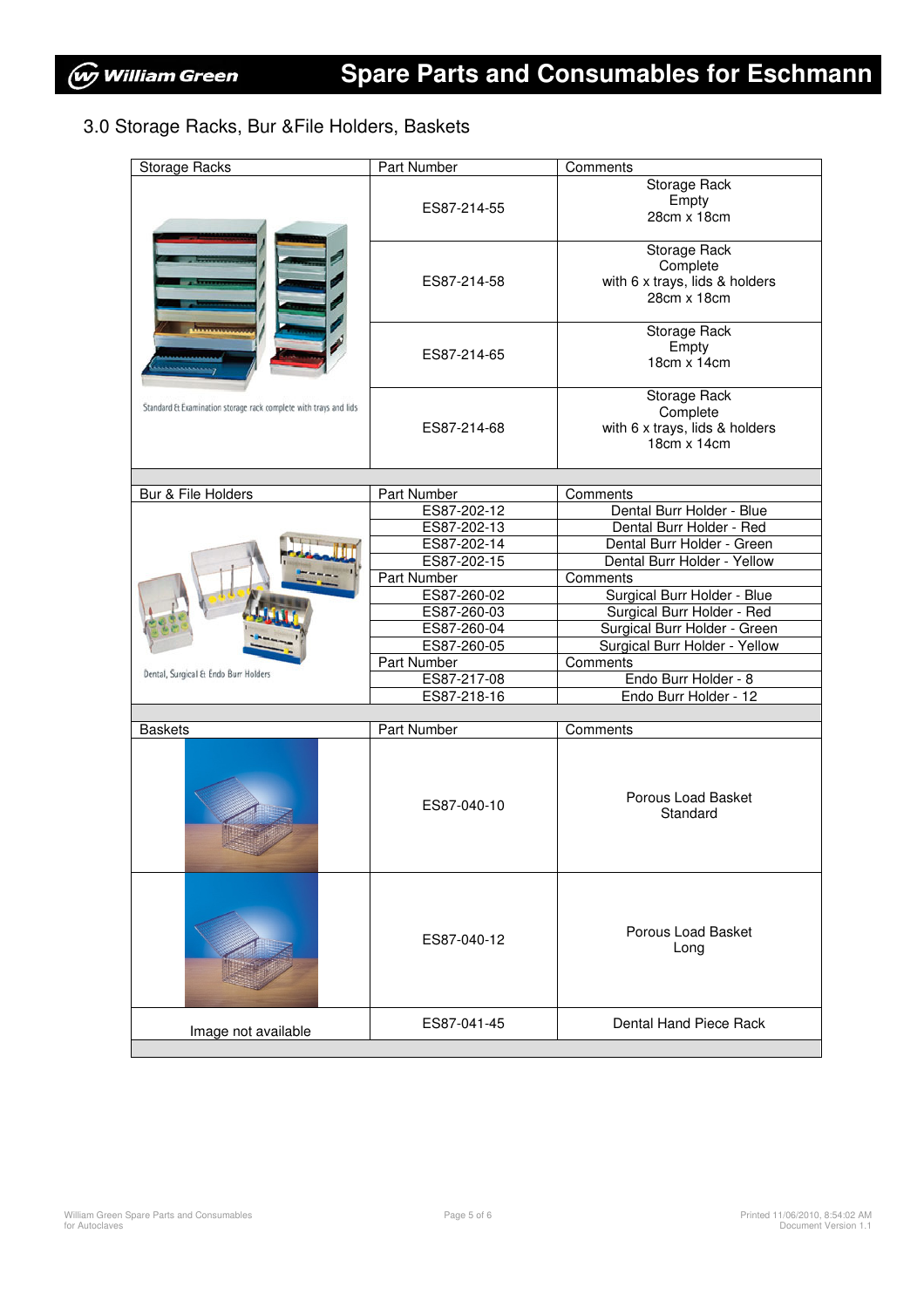## 3.0 Storage Racks, Bur &File Holders, Baskets

| Storage Racks | Part Number | Comments |
|---|---|---|
| Standard & Examination storage rack complete with trays and lids | ES87-214-55 | Storage Rack Empty 28cm x 18cm |
| | ES87-214-58 | Storage Rack Complete with 6 x trays, lids & holders 28cm x 18cm |
| | ES87-214-65 | Storage Rack Empty 18cm x 14cm |
| | ES87-214-68 | Storage Rack Complete with 6 x trays, lids & holders 18cm x 14cm |

| Bur & File Holders | Part Number | Comments |
|---|---|---|
| Dental, Surgical & Endo Burr Holders | ES87-202-12 | Dental Burr Holder - Blue |
| | ES87-202-13 | Dental Burr Holder - Red |
| | ES87-202-14 | Dental Burr Holder - Green |
| | ES87-202-15 | Dental Burr Holder - Yellow |
| | Part Number | Comments |
| | ES87-260-02 | Surgical Burr Holder - Blue |
| | ES87-260-03 | Surgical Burr Holder - Red |
| | ES87-260-04 | Surgical Burr Holder - Green |
| | ES87-260-05 | Surgical Burr Holder - Yellow |
| | Part Number | Comments |
| | ES87-217-08 | Endo Burr Holder - 8 |
| | ES87-218-16 | Endo Burr Holder - 12 |

| Baskets | Part Number | Comments |
|---|---|---|
| | ES87-040-10 | Porous Load Basket Standard |
| | ES87-040-12 | Porous Load Basket Long |
| Image not available | ES87-041-45 | Dental Hand Piece Rack |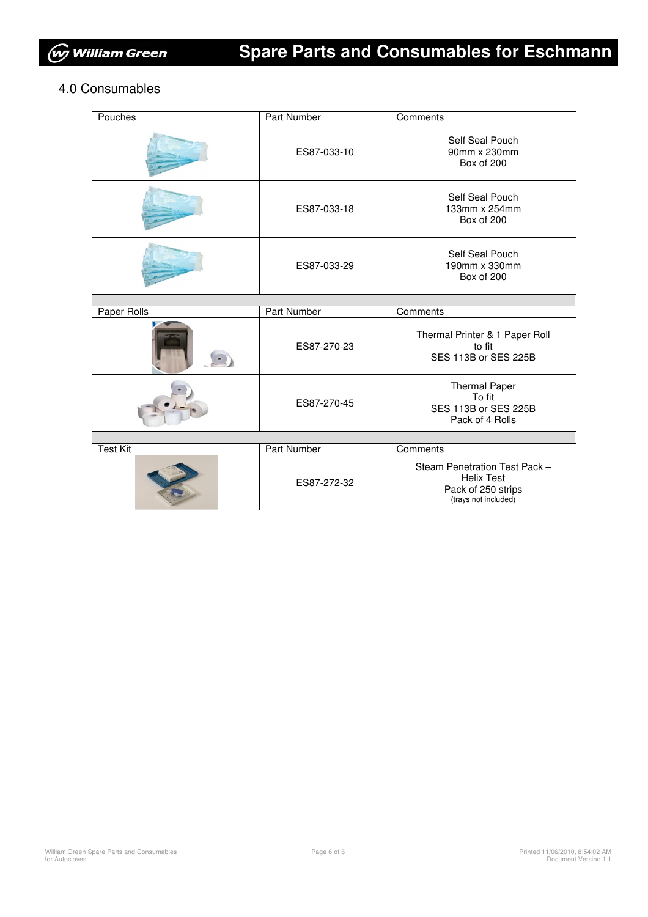## 4.0 Consumables

| Pouches | Part Number | Comments |
|---|---|---|
| | ES87-033-10 | Self Seal Pouch<br>90mm x 230mm<br>Box of 200 |
| | ES87-033-18 | Self Seal Pouch<br>133mm x 254mm<br>Box of 200 |
| | ES87-033-29 | Self Seal Pouch<br>190mm x 330mm<br>Box of 200 |

| Paper Rolls | Part Number | Comments |
|---|---|---|
| | ES87-270-23 | Thermal Printer & 1 Paper Roll<br>to fit<br>SES 113B or SES 225B |
| | ES87-270-45 | Thermal Paper<br>To fit<br>SES 113B or SES 225B<br>Pack of 4 Rolls |

| Test Kit | Part Number | Comments |
|---|---|---|
| | ES87-272-32 | Steam Penetration Test Pack –<br>Helix Test<br>Pack of 250 strips<br>(trays not included) |